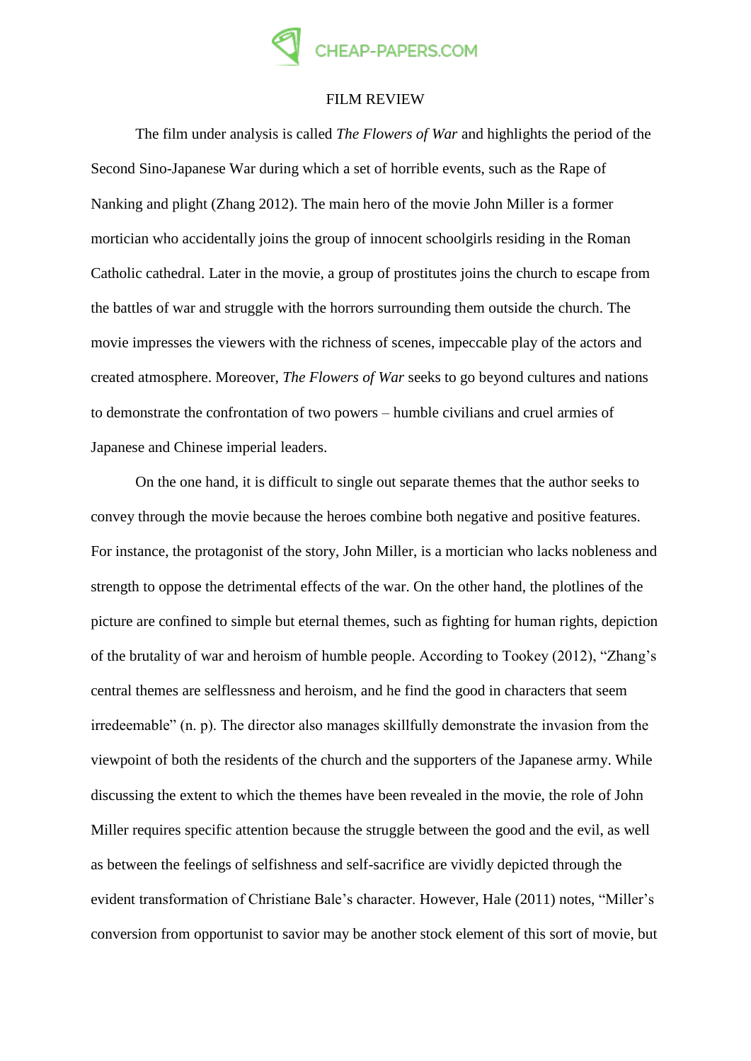# FILM REVIEW

The film under analysis is called *The Flowers of War* and highlights the period of the Second Sino-Japanese War during which a set of horrible events, such as the Rape of Nanking and plight (Zhang 2012). The main hero of the movie John Miller is a former mortician who accidentally joins the group of innocent schoolgirls residing in the Roman Catholic cathedral. Later in the movie, a group of prostitutes joins the church to escape from the battles of war and struggle with the horrors surrounding them outside the church. The movie impresses the viewers with the richness of scenes, impeccable play of the actors and created atmosphere. Moreover, *The Flowers of War* seeks to go beyond cultures and nations to demonstrate the confrontation of two powers – humble civilians and cruel armies of Japanese and Chinese imperial leaders.

On the one hand, it is difficult to single out separate themes that the author seeks to convey through the movie because the heroes combine both negative and positive features. For instance, the protagonist of the story, John Miller, is a mortician who lacks nobleness and strength to oppose the detrimental effects of the war. On the other hand, the plotlines of the picture are confined to simple but eternal themes, such as fighting for human rights, depiction of the brutality of war and heroism of humble people. According to Tookey (2012), "Zhang's central themes are selflessness and heroism, and he find the good in characters that seem irredeemable" (n. p). The director also manages skillfully demonstrate the invasion from the viewpoint of both the residents of the church and the supporters of the Japanese army. While discussing the extent to which the themes have been revealed in the movie, the role of John Miller requires specific attention because the struggle between the good and the evil, as well as between the feelings of selfishness and self-sacrifice are vividly depicted through the evident transformation of Christiane Bale's character. However, Hale (2011) notes, "Miller's conversion from opportunist to savior may be another stock element of this sort of movie, but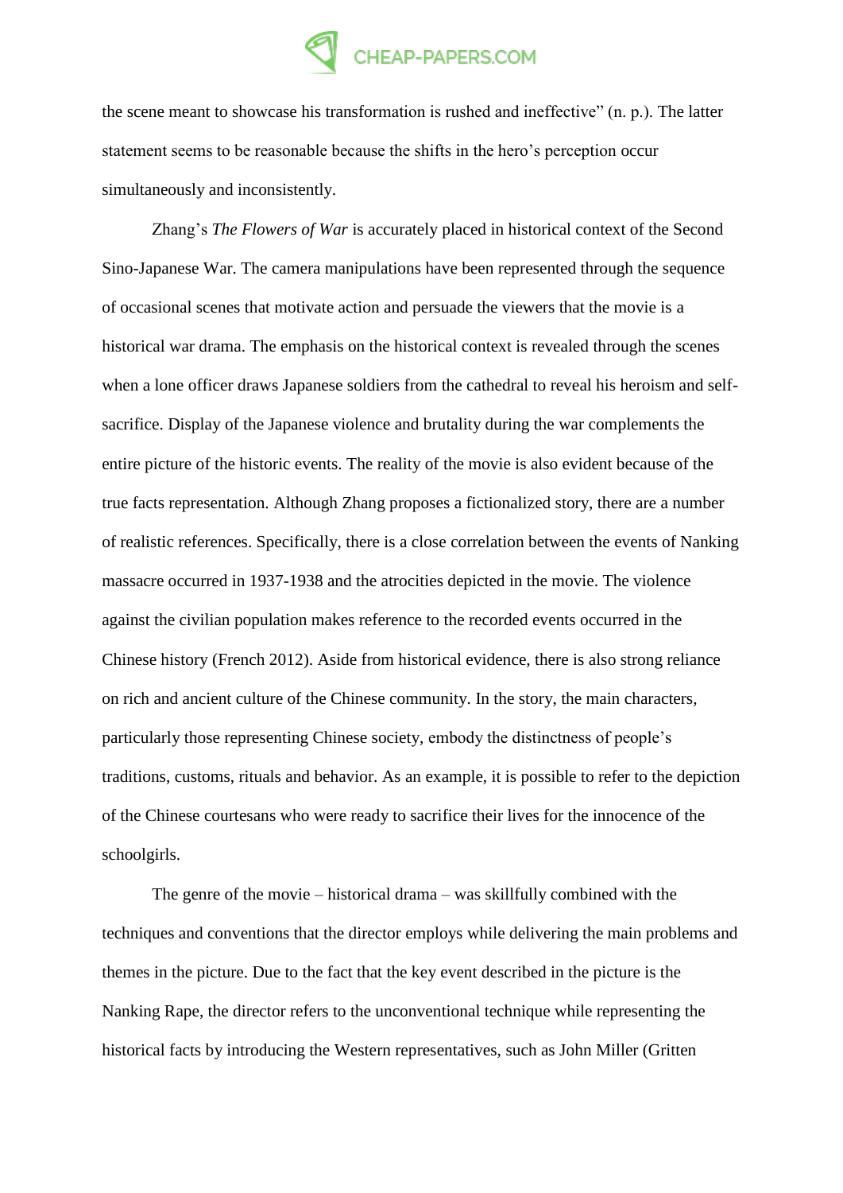the scene meant to showcase his transformation is rushed and ineffective" (n. p.). The latter statement seems to be reasonable because the shifts in the hero's perception occur simultaneously and inconsistently.

Zhang's *The Flowers of War* is accurately placed in historical context of the Second Sino-Japanese War. The camera manipulations have been represented through the sequence of occasional scenes that motivate action and persuade the viewers that the movie is a historical war drama. The emphasis on the historical context is revealed through the scenes when a lone officer draws Japanese soldiers from the cathedral to reveal his heroism and self-sacrifice. Display of the Japanese violence and brutality during the war complements the entire picture of the historic events. The reality of the movie is also evident because of the true facts representation. Although Zhang proposes a fictionalized story, there are a number of realistic references. Specifically, there is a close correlation between the events of Nanking massacre occurred in 1937-1938 and the atrocities depicted in the movie. The violence against the civilian population makes reference to the recorded events occurred in the Chinese history (French 2012). Aside from historical evidence, there is also strong reliance on rich and ancient culture of the Chinese community. In the story, the main characters, particularly those representing Chinese society, embody the distinctness of people's traditions, customs, rituals and behavior. As an example, it is possible to refer to the depiction of the Chinese courtesans who were ready to sacrifice their lives for the innocence of the schoolgirls.

The genre of the movie – historical drama – was skillfully combined with the techniques and conventions that the director employs while delivering the main problems and themes in the picture. Due to the fact that the key event described in the picture is the Nanking Rape, the director refers to the unconventional technique while representing the historical facts by introducing the Western representatives, such as John Miller (Gritten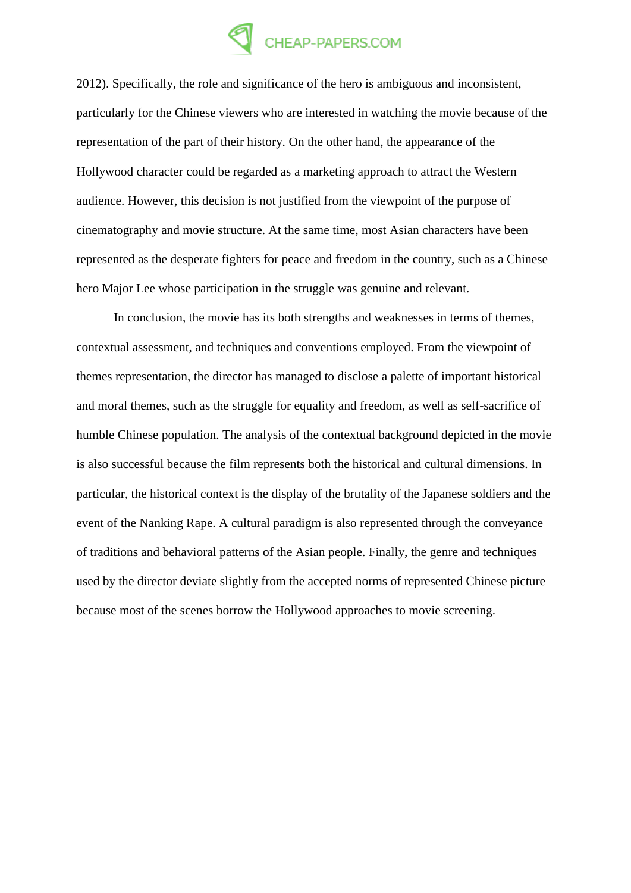2012). Specifically, the role and significance of the hero is ambiguous and inconsistent, particularly for the Chinese viewers who are interested in watching the movie because of the representation of the part of their history. On the other hand, the appearance of the Hollywood character could be regarded as a marketing approach to attract the Western audience. However, this decision is not justified from the viewpoint of the purpose of cinematography and movie structure. At the same time, most Asian characters have been represented as the desperate fighters for peace and freedom in the country, such as a Chinese hero Major Lee whose participation in the struggle was genuine and relevant.

In conclusion, the movie has its both strengths and weaknesses in terms of themes, contextual assessment, and techniques and conventions employed. From the viewpoint of themes representation, the director has managed to disclose a palette of important historical and moral themes, such as the struggle for equality and freedom, as well as self-sacrifice of humble Chinese population. The analysis of the contextual background depicted in the movie is also successful because the film represents both the historical and cultural dimensions. In particular, the historical context is the display of the brutality of the Japanese soldiers and the event of the Nanking Rape. A cultural paradigm is also represented through the conveyance of traditions and behavioral patterns of the Asian people. Finally, the genre and techniques used by the director deviate slightly from the accepted norms of represented Chinese picture because most of the scenes borrow the Hollywood approaches to movie screening.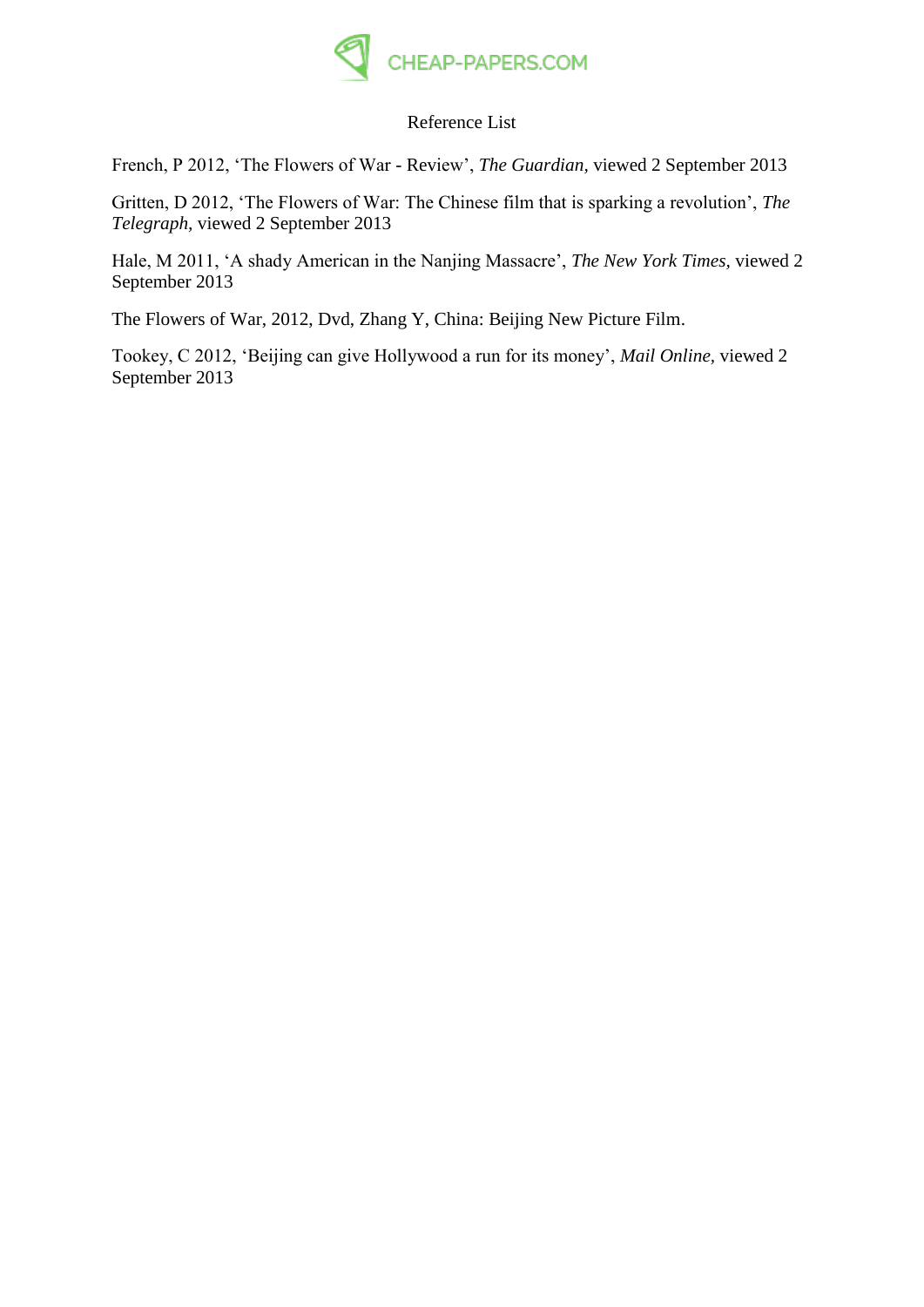# Reference List

French, P 2012, 'The Flowers of War - Review', *The Guardian,* viewed 2 September 2013

Gritten, D 2012, 'The Flowers of War: The Chinese film that is sparking a revolution', *The Telegraph,* viewed 2 September 2013

Hale, M 2011, 'A shady American in the Nanjing Massacre', *The New York Times,* viewed 2 September 2013

The Flowers of War, 2012, Dvd, Zhang Y, China: Beijing New Picture Film.

Tookey, C 2012, 'Beijing can give Hollywood a run for its money', *Mail Online,* viewed 2 September 2013